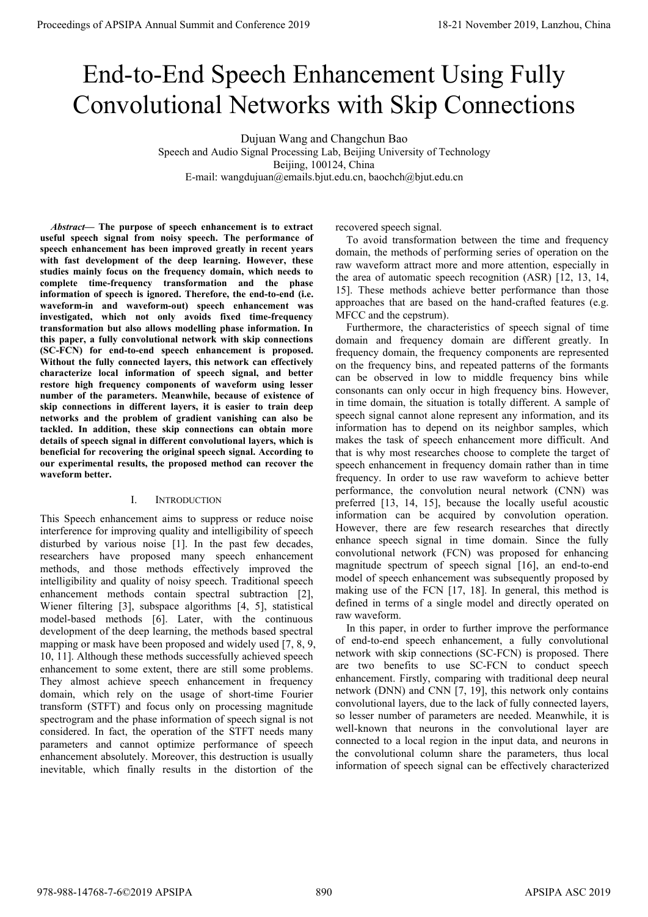# End-to-End Speech Enhancement Using Fully Convolutional Networks with Skip Connections

Dujuan Wang and Changchun Bao

Speech and Audio Signal Processing Lab, Beijing University of Technology

Beijing, 100124, China

E-mail: wangdujuan@emails.bjut.edu.cn, baochch@bjut.edu.cn

***Abstract*— The purpose of speech enhancement is to extract useful speech signal from noisy speech. The performance of speech enhancement has been improved greatly in recent years with fast development of the deep learning. However, these studies mainly focus on the frequency domain, which needs to complete time-frequency transformation and the phase information of speech is ignored. Therefore, the end-to-end (i.e. waveform-in and waveform-out) speech enhancement was investigated, which not only avoids fixed time-frequency transformation but also allows modelling phase information. In this paper, a fully convolutional network with skip connections (SC-FCN) for end-to-end speech enhancement is proposed. Without the fully connected layers, this network can effectively characterize local information of speech signal, and better restore high frequency components of waveform using lesser number of the parameters. Meanwhile, because of existence of skip connections in different layers, it is easier to train deep networks and the problem of gradient vanishing can also be tackled. In addition, these skip connections can obtain more details of speech signal in different convolutional layers, which is beneficial for recovering the original speech signal. According to our experimental results, the proposed method can recover the waveform better.**

## I. Introduction

This Speech enhancement aims to suppress or reduce noise interference for improving quality and intelligibility of speech disturbed by various noise [1]. In the past few decades, researchers have proposed many speech enhancement methods, and those methods effectively improved the intelligibility and quality of noisy speech. Traditional speech enhancement methods contain spectral subtraction [2], Wiener filtering [3], subspace algorithms [4, 5], statistical model-based methods [6]. Later, with the continuous development of the deep learning, the methods based spectral mapping or mask have been proposed and widely used [7, 8, 9, 10, 11]. Although these methods successfully achieved speech enhancement to some extent, there are still some problems. They almost achieve speech enhancement in frequency domain, which rely on the usage of short-time Fourier transform (STFT) and focus only on processing magnitude spectrogram and the phase information of speech signal is not considered. In fact, the operation of the STFT needs many parameters and cannot optimize performance of speech enhancement absolutely. Moreover, this destruction is usually inevitable, which finally results in the distortion of the recovered speech signal.

To avoid transformation between the time and frequency domain, the methods of performing series of operation on the raw waveform attract more and more attention, especially in the area of automatic speech recognition (ASR) [12, 13, 14, 15]. These methods achieve better performance than those approaches that are based on the hand-crafted features (e.g. MFCC and the cepstrum).

Furthermore, the characteristics of speech signal of time domain and frequency domain are different greatly. In frequency domain, the frequency components are represented on the frequency bins, and repeated patterns of the formants can be observed in low to middle frequency bins while consonants can only occur in high frequency bins. However, in time domain, the situation is totally different. A sample of speech signal cannot alone represent any information, and its information has to depend on its neighbor samples, which makes the task of speech enhancement more difficult. And that is why most researches choose to complete the target of speech enhancement in frequency domain rather than in time frequency. In order to use raw waveform to achieve better performance, the convolution neural network (CNN) was preferred [13, 14, 15], because the locally useful acoustic information can be acquired by convolution operation. However, there are few research researches that directly enhance speech signal in time domain. Since the fully convolutional network (FCN) was proposed for enhancing magnitude spectrum of speech signal [16], an end-to-end model of speech enhancement was subsequently proposed by making use of the FCN [17, 18]. In general, this method is defined in terms of a single model and directly operated on raw waveform.

In this paper, in order to further improve the performance of end-to-end speech enhancement, a fully convolutional network with skip connections (SC-FCN) is proposed. There are two benefits to use SC-FCN to conduct speech enhancement. Firstly, comparing with traditional deep neural network (DNN) and CNN [7, 19], this network only contains convolutional layers, due to the lack of fully connected layers, so lesser number of parameters are needed. Meanwhile, it is well-known that neurons in the convolutional layer are connected to a local region in the input data, and neurons in the convolutional column share the parameters, thus local information of speech signal can be effectively characterized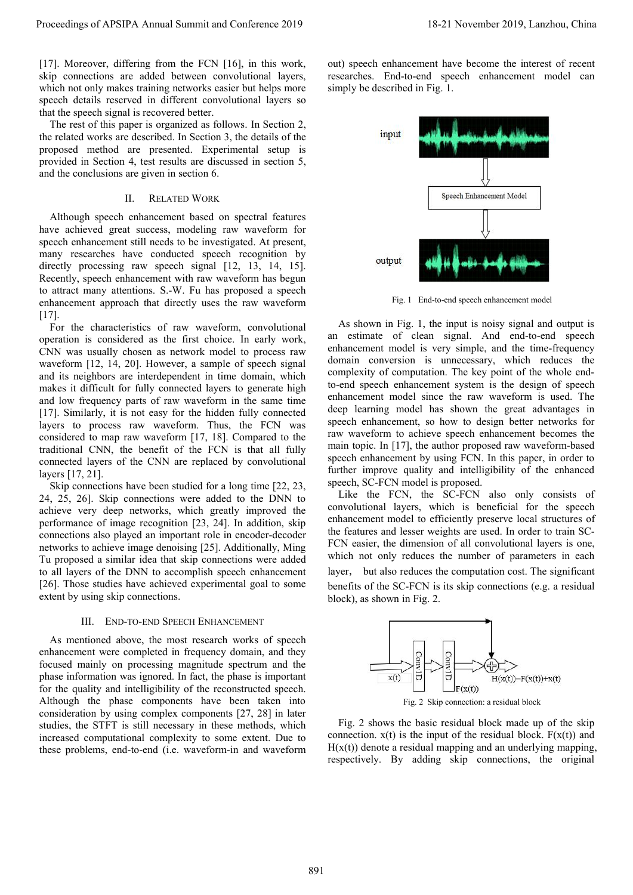[17]. Moreover, differing from the FCN [16], in this work, skip connections are added between convolutional layers, which not only makes training networks easier but helps more speech details reserved in different convolutional layers so that the speech signal is recovered better.

The rest of this paper is organized as follows. In Section 2, the related works are described. In Section 3, the details of the proposed method are presented. Experimental setup is provided in Section 4, test results are discussed in section 5, and the conclusions are given in section 6.

## II. Related Work

Although speech enhancement based on spectral features have achieved great success, modeling raw waveform for speech enhancement still needs to be investigated. At present, many researches have conducted speech recognition by directly processing raw speech signal [12, 13, 14, 15]. Recently, speech enhancement with raw waveform has begun to attract many attentions. S.-W. Fu has proposed a speech enhancement approach that directly uses the raw waveform [17].

For the characteristics of raw waveform, convolutional operation is considered as the first choice. In early work, CNN was usually chosen as network model to process raw waveform [12, 14, 20]. However, a sample of speech signal and its neighbors are interdependent in time domain, which makes it difficult for fully connected layers to generate high and low frequency parts of raw waveform in the same time [17]. Similarly, it is not easy for the hidden fully connected layers to process raw waveform. Thus, the FCN was considered to map raw waveform [17, 18]. Compared to the traditional CNN, the benefit of the FCN is that all fully connected layers of the CNN are replaced by convolutional layers [17, 21].

Skip connections have been studied for a long time [22, 23, 24, 25, 26]. Skip connections were added to the DNN to achieve very deep networks, which greatly improved the performance of image recognition [23, 24]. In addition, skip connections also played an important role in encoder-decoder networks to achieve image denoising [25]. Additionally, Ming Tu proposed a similar idea that skip connections were added to all layers of the DNN to accomplish speech enhancement [26]. Those studies have achieved experimental goal to some extent by using skip connections.

## III. End-to-End Speech Enhancement

As mentioned above, the most research works of speech enhancement were completed in frequency domain, and they focused mainly on processing magnitude spectrum and the phase information was ignored. In fact, the phase is important for the quality and intelligibility of the reconstructed speech. Although the phase components have been taken into consideration by using complex components [27, 28] in later studies, the STFT is still necessary in these methods, which increased computational complexity to some extent. Due to these problems, end-to-end (i.e. waveform-in and waveform out) speech enhancement have become the interest of recent researches. End-to-end speech enhancement model can simply be described in Fig. 1.

Fig. 1 End-to-end speech enhancement model

As shown in Fig. 1, the input is noisy signal and output is an estimate of clean signal. And end-to-end speech enhancement model is very simple, and the time-frequency domain conversion is unnecessary, which reduces the complexity of computation. The key point of the whole end-to-end speech enhancement system is the design of speech enhancement model since the raw waveform is used. The deep learning model has shown the great advantages in speech enhancement, so how to design better networks for raw waveform to achieve speech enhancement becomes the main topic. In [17], the author proposed raw waveform-based speech enhancement by using FCN. In this paper, in order to further improve quality and intelligibility of the enhanced speech, SC-FCN model is proposed.

Like the FCN, the SC-FCN also only consists of convolutional layers, which is beneficial for the speech enhancement model to efficiently preserve local structures of the features and lesser weights are used. In order to train SC-FCN easier, the dimension of all convolutional layers is one, which not only reduces the number of parameters in each layer, but also reduces the computation cost. The significant benefits of the SC-FCN is its skip connections (e.g. a residual block), as shown in Fig. 2.

Fig. 2 Skip connection: a residual block

Fig. 2 shows the basic residual block made up of the skip connection. $x(t)$ is the input of the residual block. $F(x(t))$ and $H(x(t))$ denote a residual mapping and an underlying mapping, respectively. By adding skip connections, the original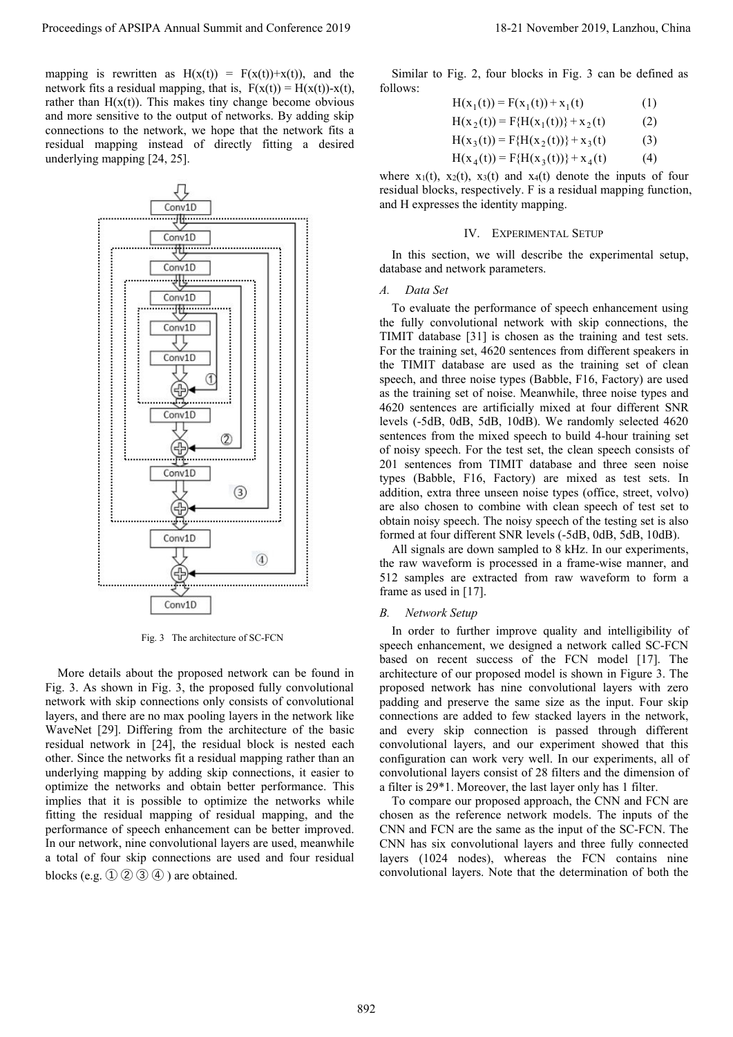mapping is rewritten as $H(x(t)) = F(x(t))+x(t)$), and the network fits a residual mapping, that is, $F(x(t)) = H(x(t))-x(t)$, rather than $H(x(t))$. This makes tiny change become obvious and more sensitive to the output of networks. By adding skip connections to the network, we hope that the network fits a residual mapping instead of directly fitting a desired underlying mapping [24, 25].

Fig. 3 The architecture of SC-FCN

More details about the proposed network can be found in Fig. 3. As shown in Fig. 3, the proposed fully convolutional network with skip connections only consists of convolutional layers, and there are no max pooling layers in the network like WaveNet [29]. Differing from the architecture of the basic residual network in [24], the residual block is nested each other. Since the networks fit a residual mapping rather than an underlying mapping by adding skip connections, it easier to optimize the networks and obtain better performance. This implies that it is possible to optimize the networks while fitting the residual mapping of residual mapping, and the performance of speech enhancement can be better improved. In our network, nine convolutional layers are used, meanwhile a total of four skip connections are used and four residual blocks (e.g. ① ② ③ ④ ) are obtained.

Similar to Fig. 2, four blocks in Fig. 3 can be defined as follows:

$$H(x_1(t)) = F(x_1(t)) + x_1(t) \tag{1}$$

$$H(x_2(t)) = F\{H(x_1(t))\} + x_2(t) \tag{2}$$

$$H(x_3(t)) = F\{H(x_2(t))\} + x_3(t) \tag{3}$$

$$H(x_4(t)) = F\{H(x_3(t))\} + x_4(t) \tag{4}$$

where $x_1(t)$, $x_2(t)$, $x_3(t)$ and $x_4(t)$ denote the inputs of four residual blocks, respectively. F is a residual mapping function, and H expresses the identity mapping.

## IV. Experimental Setup

In this section, we will describe the experimental setup, database and network parameters.

### *A. Data Set*

To evaluate the performance of speech enhancement using the fully convolutional network with skip connections, the TIMIT database [31] is chosen as the training and test sets. For the training set, 4620 sentences from different speakers in the TIMIT database are used as the training set of clean speech, and three noise types (Babble, F16, Factory) are used as the training set of noise. Meanwhile, three noise types and 4620 sentences are artificially mixed at four different SNR levels (-5dB, 0dB, 5dB, 10dB). We randomly selected 4620 sentences from the mixed speech to build 4-hour training set of noisy speech. For the test set, the clean speech consists of 201 sentences from TIMIT database and three seen noise types (Babble, F16, Factory) are mixed as test sets. In addition, extra three unseen noise types (office, street, volvo) are also chosen to combine with clean speech of test set to obtain noisy speech. The noisy speech of the testing set is also formed at four different SNR levels (-5dB, 0dB, 5dB, 10dB).

All signals are down sampled to 8 kHz. In our experiments, the raw waveform is processed in a frame-wise manner, and 512 samples are extracted from raw waveform to form a frame as used in [17].

### *B. Network Setup*

In order to further improve quality and intelligibility of speech enhancement, we designed a network called SC-FCN based on recent success of the FCN model [17]. The architecture of our proposed model is shown in Figure 3. The proposed network has nine convolutional layers with zero padding and preserve the same size as the input. Four skip connections are added to few stacked layers in the network, and every skip connection is passed through different convolutional layers, and our experiment showed that this configuration can work very well. In our experiments, all of convolutional layers consist of 28 filters and the dimension of a filter is 29*1. Moreover, the last layer only has 1 filter.

To compare our proposed approach, the CNN and FCN are chosen as the reference network models. The inputs of the CNN and FCN are the same as the input of the SC-FCN. The CNN has six convolutional layers and three fully connected layers (1024 nodes), whereas the FCN contains nine convolutional layers. Note that the determination of both the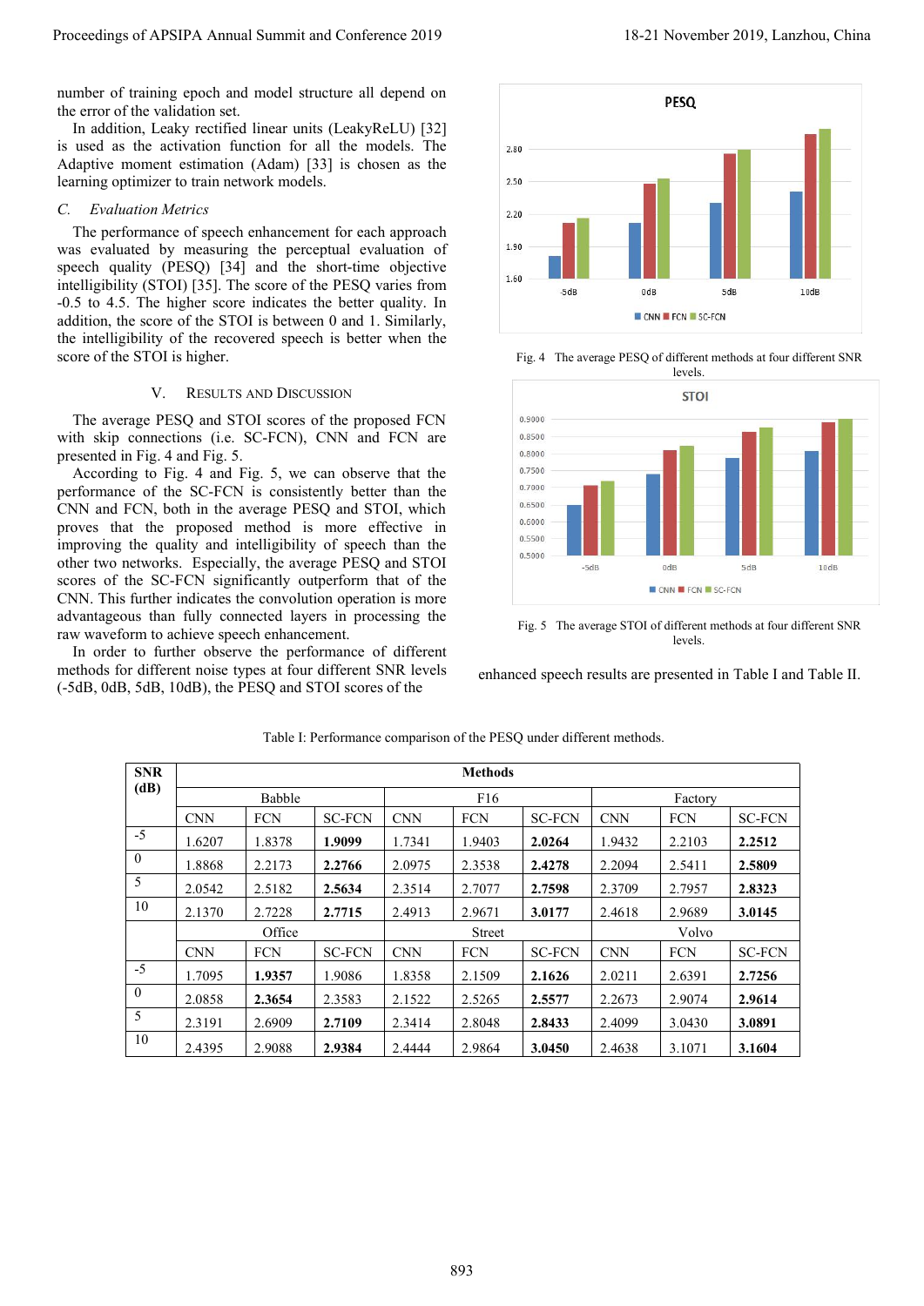number of training epoch and model structure all depend on the error of the validation set.

In addition, Leaky rectified linear units (LeakyReLU) [32] is used as the activation function for all the models. The Adaptive moment estimation (Adam) [33] is chosen as the learning optimizer to train network models.

### *C. Evaluation Metrics*

The performance of speech enhancement for each approach was evaluated by measuring the perceptual evaluation of speech quality (PESQ) [34] and the short-time objective intelligibility (STOI) [35]. The score of the PESQ varies from -0.5 to 4.5. The higher score indicates the better quality. In addition, the score of the STOI is between 0 and 1. Similarly, the intelligibility of the recovered speech is better when the score of the STOI is higher.

## V. Results and Discussion

The average PESQ and STOI scores of the proposed FCN with skip connections (i.e. SC-FCN), CNN and FCN are presented in Fig. 4 and Fig. 5.

According to Fig. 4 and Fig. 5, we can observe that the performance of the SC-FCN is consistently better than the CNN and FCN, both in the average PESQ and STOI, which proves that the proposed method is more effective in improving the quality and intelligibility of speech than the other two networks. Especially, the average PESQ and STOI scores of the SC-FCN significantly outperform that of the CNN. This further indicates the convolution operation is more advantageous than fully connected layers in processing the raw waveform to achieve speech enhancement.

In order to further observe the performance of different methods for different noise types at four different SNR levels (-5dB, 0dB, 5dB, 10dB), the PESQ and STOI scores of the enhanced speech results are presented in Table I and Table II.

Fig. 4 The average PESQ of different methods at four different SNR levels.

Fig. 5 The average STOI of different methods at four different SNR levels.

Table I: Performance comparison of the PESQ under different methods.

| SNR (dB) | Methods | | | | | | | | |
|---|---|---|---|---|---|---|---|---|---|
| | Babble | | | F16 | | | Factory | | |
| | CNN | FCN | SC-FCN | CNN | FCN | SC-FCN | CNN | FCN | SC-FCN |
| -5 | 1.6207 | 1.8378 | **1.9099** | 1.7341 | 1.9403 | **2.0264** | 1.9432 | 2.2103 | **2.2512** |
| 0 | 1.8868 | 2.2173 | **2.2766** | 2.0975 | 2.3538 | **2.4278** | 2.2094 | 2.5411 | **2.5809** |
| 5 | 2.0542 | 2.5182 | **2.5634** | 2.3514 | 2.7077 | **2.7598** | 2.3709 | 2.7957 | **2.8323** |
| 10 | 2.1370 | 2.7228 | **2.7715** | 2.4913 | 2.9671 | **3.0177** | 2.4618 | 2.9689 | **3.0145** |
| | Office | | | Street | | | Volvo | | |
| | CNN | FCN | SC-FCN | CNN | FCN | SC-FCN | CNN | FCN | SC-FCN |
| -5 | 1.7095 | **1.9357** | 1.9086 | 1.8358 | 2.1509 | **2.1626** | 2.0211 | 2.6391 | **2.7256** |
| 0 | 2.0858 | **2.3654** | 2.3583 | 2.1522 | 2.5265 | **2.5577** | 2.2673 | 2.9074 | **2.9614** |
| 5 | 2.3191 | 2.6909 | **2.7109** | 2.3414 | 2.8048 | **2.8433** | 2.4099 | 3.0430 | **3.0891** |
| 10 | 2.4395 | 2.9088 | **2.9384** | 2.4444 | 2.9864 | **3.0450** | 2.4638 | 3.1071 | **3.1604** |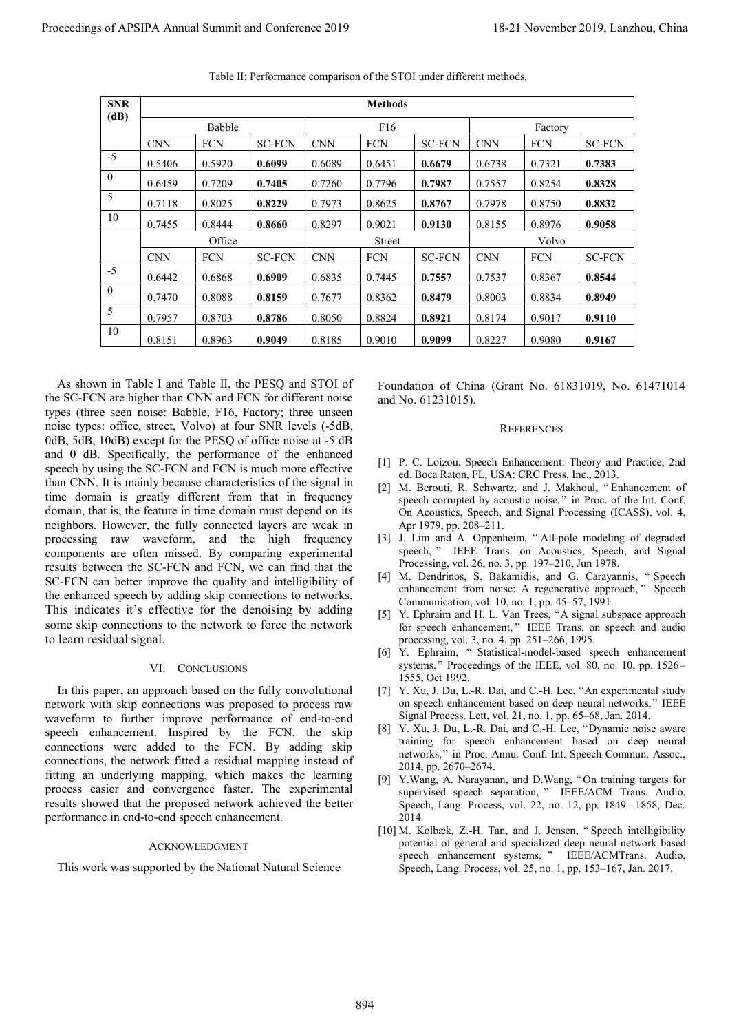Table II: Performance comparison of the STOI under different methods.

| SNR (dB) | Methods | | | | | | | | |
|---|---|---|---|---|---|---|---|---|---|
| | Babble | | | F16 | | | Factory | | |
| | CNN | FCN | SC-FCN | CNN | FCN | SC-FCN | CNN | FCN | SC-FCN |
| -5 | 0.5406 | 0.5920 | **0.6099** | 0.6089 | 0.6451 | **0.6679** | 0.6738 | 0.7321 | **0.7383** |
| 0 | 0.6459 | 0.7209 | **0.7405** | 0.7260 | 0.7796 | **0.7987** | 0.7557 | 0.8254 | **0.8328** |
| 5 | 0.7118 | 0.8025 | **0.8229** | 0.7973 | 0.8625 | **0.8767** | 0.7978 | 0.8750 | **0.8832** |
| 10 | 0.7455 | 0.8444 | **0.8660** | 0.8297 | 0.9021 | **0.9130** | 0.8155 | 0.8976 | **0.9058** |
| | Office | | | Street | | | Volvo | | |
| | CNN | FCN | SC-FCN | CNN | FCN | SC-FCN | CNN | FCN | SC-FCN |
| -5 | 0.6442 | 0.6868 | **0.6909** | 0.6835 | 0.7445 | **0.7557** | 0.7537 | 0.8367 | **0.8544** |
| 0 | 0.7470 | 0.8088 | **0.8159** | 0.7677 | 0.8362 | **0.8479** | 0.8003 | 0.8834 | **0.8949** |
| 5 | 0.7957 | 0.8703 | **0.8786** | 0.8050 | 0.8824 | **0.8921** | 0.8174 | 0.9017 | **0.9110** |
| 10 | 0.8151 | 0.8963 | **0.9049** | 0.8185 | 0.9010 | **0.9099** | 0.8227 | 0.9080 | **0.9167** |

As shown in Table I and Table II, the PESQ and STOI of the SC-FCN are higher than CNN and FCN for different noise types (three seen noise: Babble, F16, Factory; three unseen noise types: office, street, Volvo) at four SNR levels (-5dB, 0dB, 5dB, 10dB) except for the PESQ of office noise at -5 dB and 0 dB. Specifically, the performance of the enhanced speech by using the SC-FCN and FCN is much more effective than CNN. It is mainly because characteristics of the signal in time domain is greatly different from that in frequency domain, that is, the feature in time domain must depend on its neighbors. However, the fully connected layers are weak in processing raw waveform, and the high frequency components are often missed. By comparing experimental results between the SC-FCN and FCN, we can find that the SC-FCN can better improve the quality and intelligibility of the enhanced speech by adding skip connections to networks. This indicates it's effective for the denoising by adding some skip connections to the network to force the network to learn residual signal.

## VI. Conclusions

In this paper, an approach based on the fully convolutional network with skip connections was proposed to process raw waveform to further improve performance of end-to-end speech enhancement. Inspired by the FCN, the skip connections were added to the FCN. By adding skip connections, the network fitted a residual mapping instead of fitting an underlying mapping, which makes the learning process easier and convergence faster. The experimental results showed that the proposed network achieved the better performance in end-to-end speech enhancement.

## Acknowledgment

This work was supported by the National Natural Science Foundation of China (Grant No. 61831019, No. 61471014 and No. 61231015).

## References

[1] P. C. Loizou, Speech Enhancement: Theory and Practice, 2nd ed. Boca Raton, FL, USA: CRC Press, Inc., 2013.

[2] M. Berouti, R. Schwartz, and J. Makhoul, "Enhancement of speech corrupted by acoustic noise," in Proc. of the Int. Conf. On Acoustics, Speech, and Signal Processing (ICASS), vol. 4, Apr 1979, pp. 208–211.

[3] J. Lim and A. Oppenheim, "All-pole modeling of degraded speech," IEEE Trans. on Acoustics, Speech, and Signal Processing, vol. 26, no. 3, pp. 197–210, Jun 1978.

[4] M. Dendrinos, S. Bakamidis, and G. Carayannis, "Speech enhancement from noise: A regenerative approach," Speech Communication, vol. 10, no. 1, pp. 45–57, 1991.

[5] Y. Ephraim and H. L. Van Trees, "A signal subspace approach for speech enhancement," IEEE Trans. on speech and audio processing, vol. 3, no. 4, pp. 251–266, 1995.

[6] Y. Ephraim, "Statistical-model-based speech enhancement systems," Proceedings of the IEEE, vol. 80, no. 10, pp. 1526–1555, Oct 1992.

[7] Y. Xu, J. Du, L.-R. Dai, and C.-H. Lee, "An experimental study on speech enhancement based on deep neural networks," IEEE Signal Process. Lett, vol. 21, no. 1, pp. 65–68, Jan. 2014.

[8] Y. Xu, J. Du, L.-R. Dai, and C.-H. Lee, "Dynamic noise aware training for speech enhancement based on deep neural networks," in Proc. Annu. Conf. Int. Speech Commun. Assoc., 2014, pp. 2670–2674.

[9] Y.Wang, A. Narayanan, and D.Wang, "On training targets for supervised speech separation," IEEE/ACM Trans. Audio, Speech, Lang. Process, vol. 22, no. 12, pp. 1849–1858, Dec. 2014.

[10] M. Kolbæk, Z.-H. Tan, and J. Jensen, "Speech intelligibility potential of general and specialized deep neural network based speech enhancement systems," IEEE/ACMTrans. Audio, Speech, Lang. Process, vol. 25, no. 1, pp. 153–167, Jan. 2017.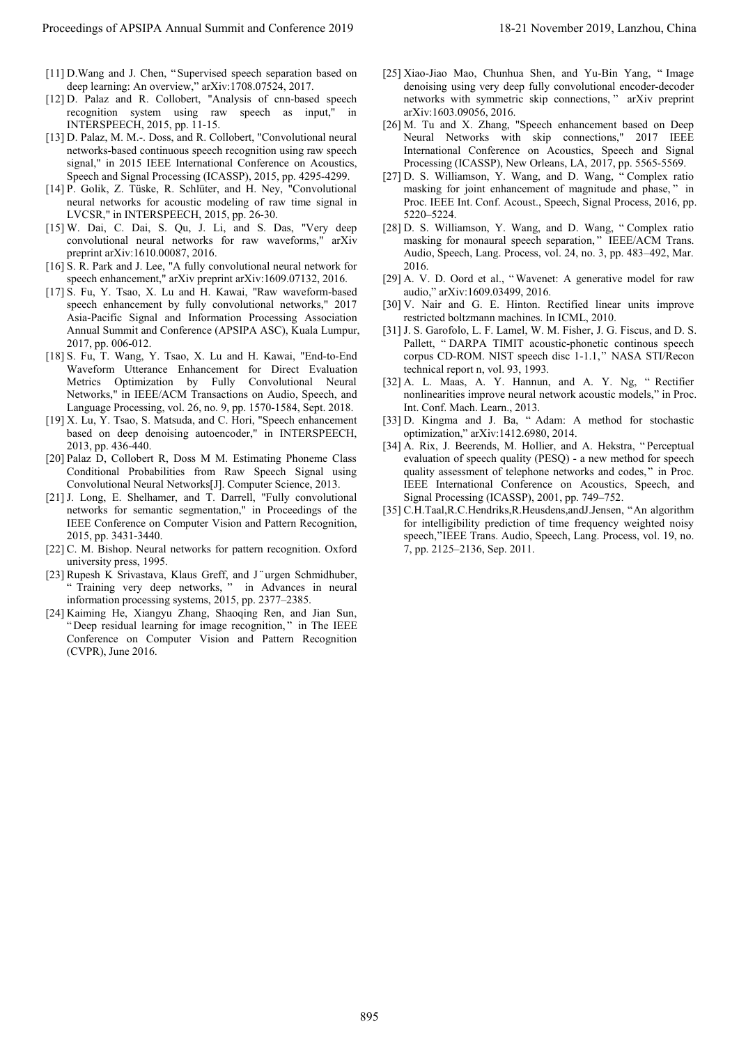[11] D.Wang and J. Chen, "Supervised speech separation based on deep learning: An overview," arXiv:1708.07524, 2017.

[12] D. Palaz and R. Collobert, "Analysis of cnn-based speech recognition system using raw speech as input," in INTERSPEECH, 2015, pp. 11-15.

[13] D. Palaz, M. M.-. Doss, and R. Collobert, "Convolutional neural networks-based continuous speech recognition using raw speech signal," in 2015 IEEE International Conference on Acoustics, Speech and Signal Processing (ICASSP), 2015, pp. 4295-4299.

[14] P. Golik, Z. Tüske, R. Schlüter, and H. Ney, "Convolutional neural networks for acoustic modeling of raw time signal in LVCSR," in INTERSPEECH, 2015, pp. 26-30.

[15] W. Dai, C. Dai, S. Qu, J. Li, and S. Das, "Very deep convolutional neural networks for raw waveforms," arXiv preprint arXiv:1610.00087, 2016.

[16] S. R. Park and J. Lee, "A fully convolutional neural network for speech enhancement," arXiv preprint arXiv:1609.07132, 2016.

[17] S. Fu, Y. Tsao, X. Lu and H. Kawai, "Raw waveform-based speech enhancement by fully convolutional networks," 2017 Asia-Pacific Signal and Information Processing Association Annual Summit and Conference (APSIPA ASC), Kuala Lumpur, 2017, pp. 006-012.

[18] S. Fu, T. Wang, Y. Tsao, X. Lu and H. Kawai, "End-to-End Waveform Utterance Enhancement for Direct Evaluation Metrics Optimization by Fully Convolutional Neural Networks," in IEEE/ACM Transactions on Audio, Speech, and Language Processing, vol. 26, no. 9, pp. 1570-1584, Sept. 2018.

[19] X. Lu, Y. Tsao, S. Matsuda, and C. Hori, "Speech enhancement based on deep denoising autoencoder," in INTERSPEECH, 2013, pp. 436-440.

[20] Palaz D, Collobert R, Doss M M. Estimating Phoneme Class Conditional Probabilities from Raw Speech Signal using Convolutional Neural Networks[J]. Computer Science, 2013.

[21] J. Long, E. Shelhamer, and T. Darrell, "Fully convolutional networks for semantic segmentation," in Proceedings of the IEEE Conference on Computer Vision and Pattern Recognition, 2015, pp. 3431-3440.

[22] C. M. Bishop. Neural networks for pattern recognition. Oxford university press, 1995.

[23] Rupesh K Srivastava, Klaus Greff, and J¨urgen Schmidhuber, "Training very deep networks," in Advances in neural information processing systems, 2015, pp. 2377–2385.

[24] Kaiming He, Xiangyu Zhang, Shaoqing Ren, and Jian Sun, "Deep residual learning for image recognition," in The IEEE Conference on Computer Vision and Pattern Recognition (CVPR), June 2016.

[25] Xiao-Jiao Mao, Chunhua Shen, and Yu-Bin Yang, "Image denoising using very deep fully convolutional encoder-decoder networks with symmetric skip connections," arXiv preprint arXiv:1603.09056, 2016.

[26] M. Tu and X. Zhang, "Speech enhancement based on Deep Neural Networks with skip connections," 2017 IEEE International Conference on Acoustics, Speech and Signal Processing (ICASSP), New Orleans, LA, 2017, pp. 5565-5569.

[27] D. S. Williamson, Y. Wang, and D. Wang, "Complex ratio masking for joint enhancement of magnitude and phase," in Proc. IEEE Int. Conf. Acoust., Speech, Signal Process, 2016, pp. 5220–5224.

[28] D. S. Williamson, Y. Wang, and D. Wang, "Complex ratio masking for monaural speech separation," IEEE/ACM Trans. Audio, Speech, Lang. Process, vol. 24, no. 3, pp. 483–492, Mar. 2016.

[29] A. V. D. Oord et al., "Wavenet: A generative model for raw audio," arXiv:1609.03499, 2016.

[30] V. Nair and G. E. Hinton. Rectified linear units improve restricted boltzmann machines. In ICML, 2010.

[31] J. S. Garofolo, L. F. Lamel, W. M. Fisher, J. G. Fiscus, and D. S. Pallett, "DARPA TIMIT acoustic-phonetic continous speech corpus CD-ROM. NIST speech disc 1-1.1," NASA STI/Recon technical report n, vol. 93, 1993.

[32] A. L. Maas, A. Y. Hannun, and A. Y. Ng, "Rectifier nonlinearities improve neural network acoustic models," in Proc. Int. Conf. Mach. Learn., 2013.

[33] D. Kingma and J. Ba, "Adam: A method for stochastic optimization," arXiv:1412.6980, 2014.

[34] A. Rix, J. Beerends, M. Hollier, and A. Hekstra, "Perceptual evaluation of speech quality (PESQ) - a new method for speech quality assessment of telephone networks and codes," in Proc. IEEE International Conference on Acoustics, Speech, and Signal Processing (ICASSP), 2001, pp. 749–752.

[35] C.H.Taal,R.C.Hendriks,R.Heusdens,andJ.Jensen, "An algorithm for intelligibility prediction of time frequency weighted noisy speech,"IEEE Trans. Audio, Speech, Lang. Process, vol. 19, no. 7, pp. 2125–2136, Sep. 2011.